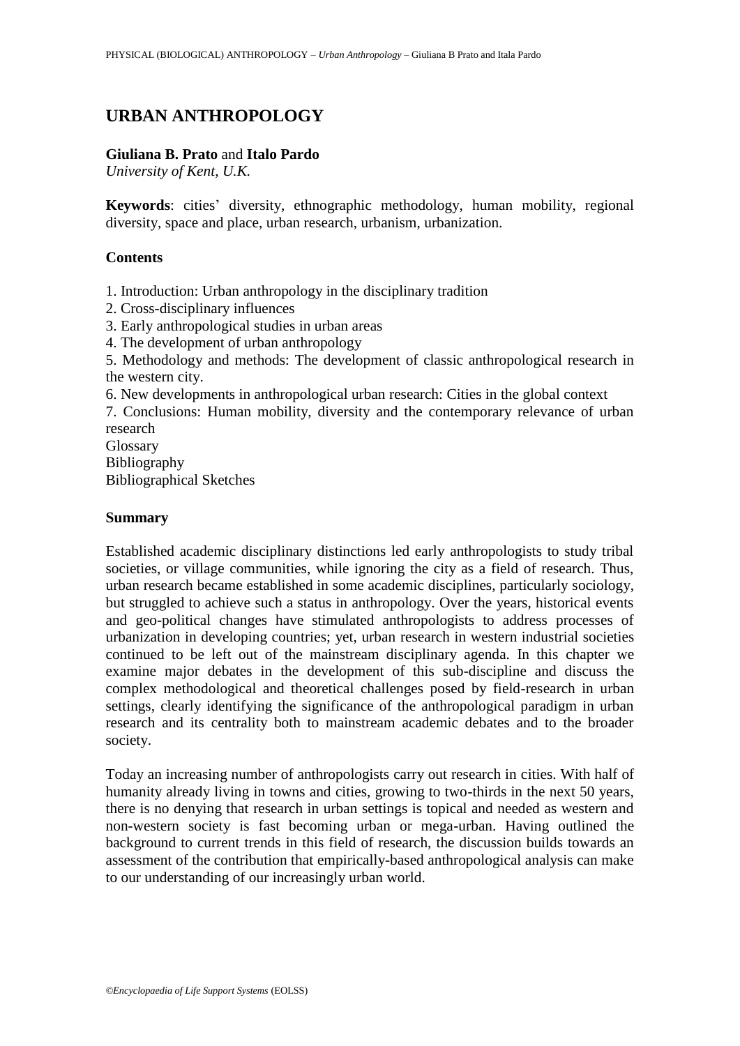# URBAN ANTHROPOLOGY

**Giuliana B. Prato** and **Italo Pardo**
*University of Kent, U.K.*

**Keywords**: cities' diversity, ethnographic methodology, human mobility, regional diversity, space and place, urban research, urbanism, urbanization.

## Contents

1. Introduction: Urban anthropology in the disciplinary tradition
2. Cross-disciplinary influences
3. Early anthropological studies in urban areas
4. The development of urban anthropology
5. Methodology and methods: The development of classic anthropological research in the western city.
6. New developments in anthropological urban research: Cities in the global context
7. Conclusions: Human mobility, diversity and the contemporary relevance of urban research

Glossary
Bibliography
Bibliographical Sketches

## Summary

Established academic disciplinary distinctions led early anthropologists to study tribal societies, or village communities, while ignoring the city as a field of research. Thus, urban research became established in some academic disciplines, particularly sociology, but struggled to achieve such a status in anthropology. Over the years, historical events and geo-political changes have stimulated anthropologists to address processes of urbanization in developing countries; yet, urban research in western industrial societies continued to be left out of the mainstream disciplinary agenda. In this chapter we examine major debates in the development of this sub-discipline and discuss the complex methodological and theoretical challenges posed by field-research in urban settings, clearly identifying the significance of the anthropological paradigm in urban research and its centrality both to mainstream academic debates and to the broader society.

Today an increasing number of anthropologists carry out research in cities. With half of humanity already living in towns and cities, growing to two-thirds in the next 50 years, there is no denying that research in urban settings is topical and needed as western and non-western society is fast becoming urban or mega-urban. Having outlined the background to current trends in this field of research, the discussion builds towards an assessment of the contribution that empirically-based anthropological analysis can make to our understanding of our increasingly urban world.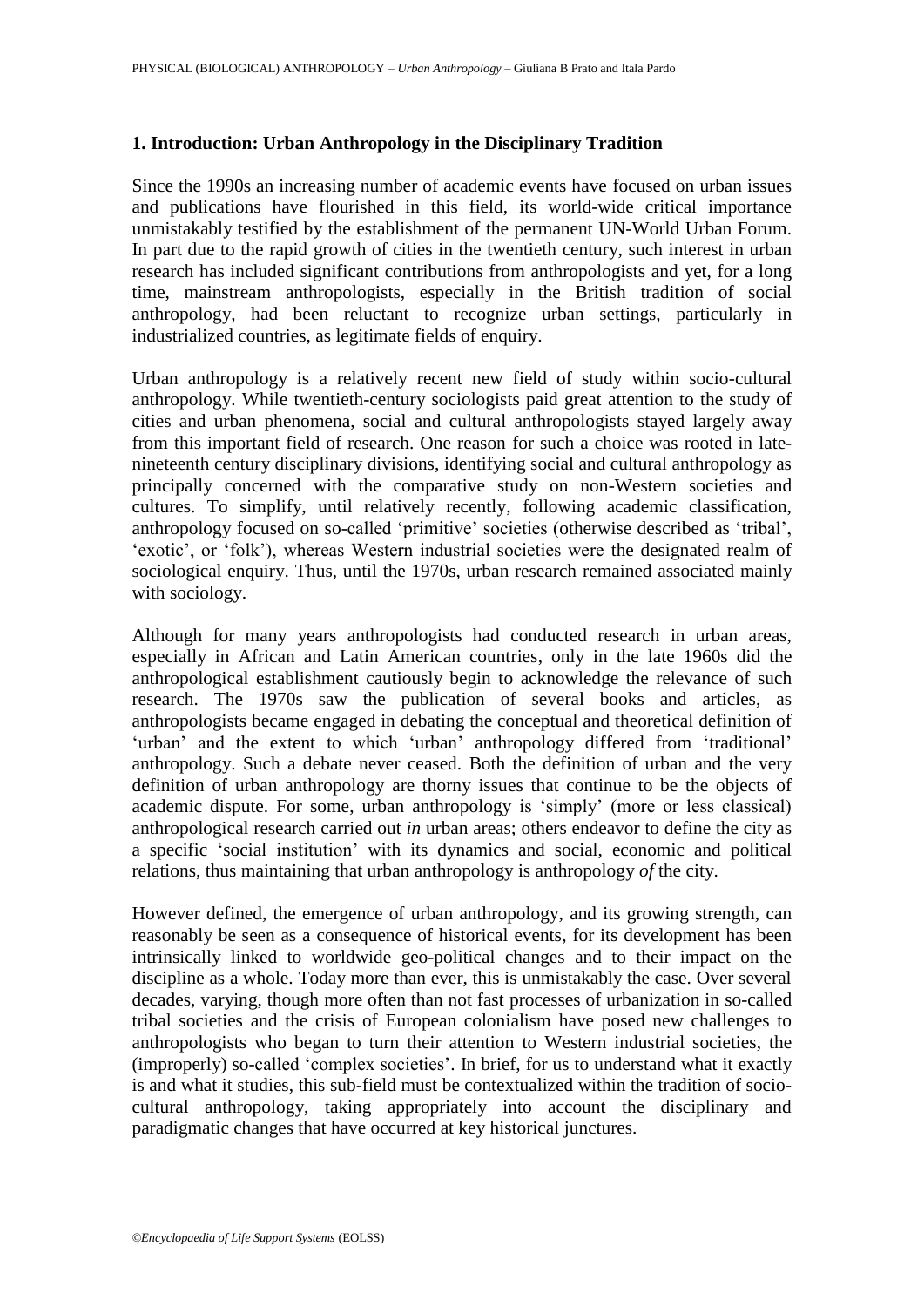## 1. Introduction: Urban Anthropology in the Disciplinary Tradition

Since the 1990s an increasing number of academic events have focused on urban issues and publications have flourished in this field, its world-wide critical importance unmistakably testified by the establishment of the permanent UN-World Urban Forum. In part due to the rapid growth of cities in the twentieth century, such interest in urban research has included significant contributions from anthropologists and yet, for a long time, mainstream anthropologists, especially in the British tradition of social anthropology, had been reluctant to recognize urban settings, particularly in industrialized countries, as legitimate fields of enquiry.

Urban anthropology is a relatively recent new field of study within socio-cultural anthropology. While twentieth-century sociologists paid great attention to the study of cities and urban phenomena, social and cultural anthropologists stayed largely away from this important field of research. One reason for such a choice was rooted in late-nineteenth century disciplinary divisions, identifying social and cultural anthropology as principally concerned with the comparative study on non-Western societies and cultures. To simplify, until relatively recently, following academic classification, anthropology focused on so-called 'primitive' societies (otherwise described as 'tribal', 'exotic', or 'folk'), whereas Western industrial societies were the designated realm of sociological enquiry. Thus, until the 1970s, urban research remained associated mainly with sociology.

Although for many years anthropologists had conducted research in urban areas, especially in African and Latin American countries, only in the late 1960s did the anthropological establishment cautiously begin to acknowledge the relevance of such research. The 1970s saw the publication of several books and articles, as anthropologists became engaged in debating the conceptual and theoretical definition of 'urban' and the extent to which 'urban' anthropology differed from 'traditional' anthropology. Such a debate never ceased. Both the definition of urban and the very definition of urban anthropology are thorny issues that continue to be the objects of academic dispute. For some, urban anthropology is 'simply' (more or less classical) anthropological research carried out *in* urban areas; others endeavor to define the city as a specific 'social institution' with its dynamics and social, economic and political relations, thus maintaining that urban anthropology is anthropology *of* the city.

However defined, the emergence of urban anthropology, and its growing strength, can reasonably be seen as a consequence of historical events, for its development has been intrinsically linked to worldwide geo-political changes and to their impact on the discipline as a whole. Today more than ever, this is unmistakably the case. Over several decades, varying, though more often than not fast processes of urbanization in so-called tribal societies and the crisis of European colonialism have posed new challenges to anthropologists who began to turn their attention to Western industrial societies, the (improperly) so-called 'complex societies'. In brief, for us to understand what it exactly is and what it studies, this sub-field must be contextualized within the tradition of socio-cultural anthropology, taking appropriately into account the disciplinary and paradigmatic changes that have occurred at key historical junctures.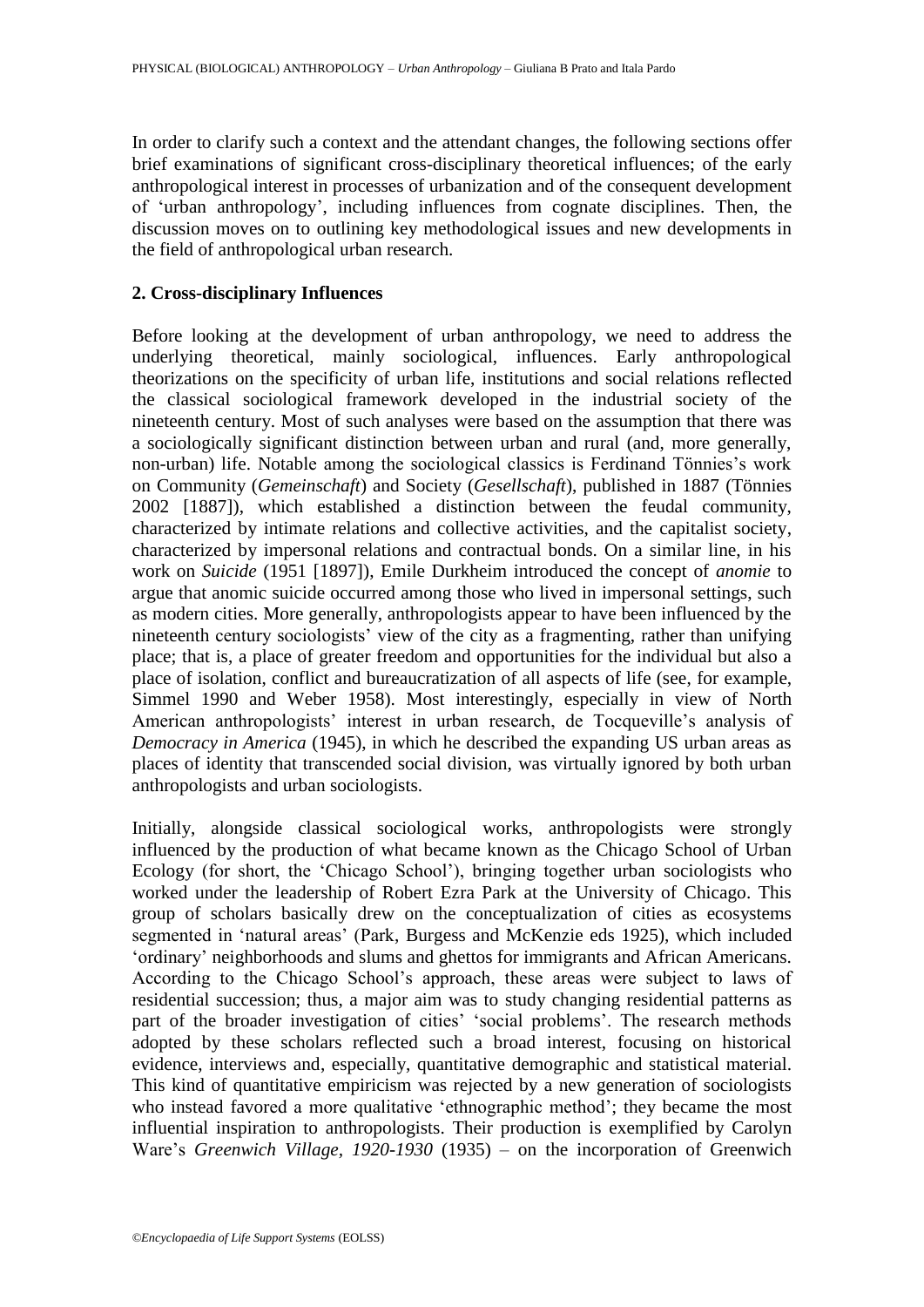In order to clarify such a context and the attendant changes, the following sections offer brief examinations of significant cross-disciplinary theoretical influences; of the early anthropological interest in processes of urbanization and of the consequent development of 'urban anthropology', including influences from cognate disciplines. Then, the discussion moves on to outlining key methodological issues and new developments in the field of anthropological urban research.

## 2. Cross-disciplinary Influences

Before looking at the development of urban anthropology, we need to address the underlying theoretical, mainly sociological, influences. Early anthropological theorizations on the specificity of urban life, institutions and social relations reflected the classical sociological framework developed in the industrial society of the nineteenth century. Most of such analyses were based on the assumption that there was a sociologically significant distinction between urban and rural (and, more generally, non-urban) life. Notable among the sociological classics is Ferdinand Tönnies's work on Community (*Gemeinschaft*) and Society (*Gesellschaft*), published in 1887 (Tönnies 2002 [1887]), which established a distinction between the feudal community, characterized by intimate relations and collective activities, and the capitalist society, characterized by impersonal relations and contractual bonds. On a similar line, in his work on *Suicide* (1951 [1897]), Emile Durkheim introduced the concept of *anomie* to argue that anomic suicide occurred among those who lived in impersonal settings, such as modern cities. More generally, anthropologists appear to have been influenced by the nineteenth century sociologists' view of the city as a fragmenting, rather than unifying place; that is, a place of greater freedom and opportunities for the individual but also a place of isolation, conflict and bureaucratization of all aspects of life (see, for example, Simmel 1990 and Weber 1958). Most interestingly, especially in view of North American anthropologists' interest in urban research, de Tocqueville's analysis of *Democracy in America* (1945), in which he described the expanding US urban areas as places of identity that transcended social division, was virtually ignored by both urban anthropologists and urban sociologists.

Initially, alongside classical sociological works, anthropologists were strongly influenced by the production of what became known as the Chicago School of Urban Ecology (for short, the 'Chicago School'), bringing together urban sociologists who worked under the leadership of Robert Ezra Park at the University of Chicago. This group of scholars basically drew on the conceptualization of cities as ecosystems segmented in 'natural areas' (Park, Burgess and McKenzie eds 1925), which included 'ordinary' neighborhoods and slums and ghettos for immigrants and African Americans. According to the Chicago School's approach, these areas were subject to laws of residential succession; thus, a major aim was to study changing residential patterns as part of the broader investigation of cities' 'social problems'. The research methods adopted by these scholars reflected such a broad interest, focusing on historical evidence, interviews and, especially, quantitative demographic and statistical material. This kind of quantitative empiricism was rejected by a new generation of sociologists who instead favored a more qualitative 'ethnographic method'; they became the most influential inspiration to anthropologists. Their production is exemplified by Carolyn Ware's *Greenwich Village, 1920-1930* (1935) – on the incorporation of Greenwich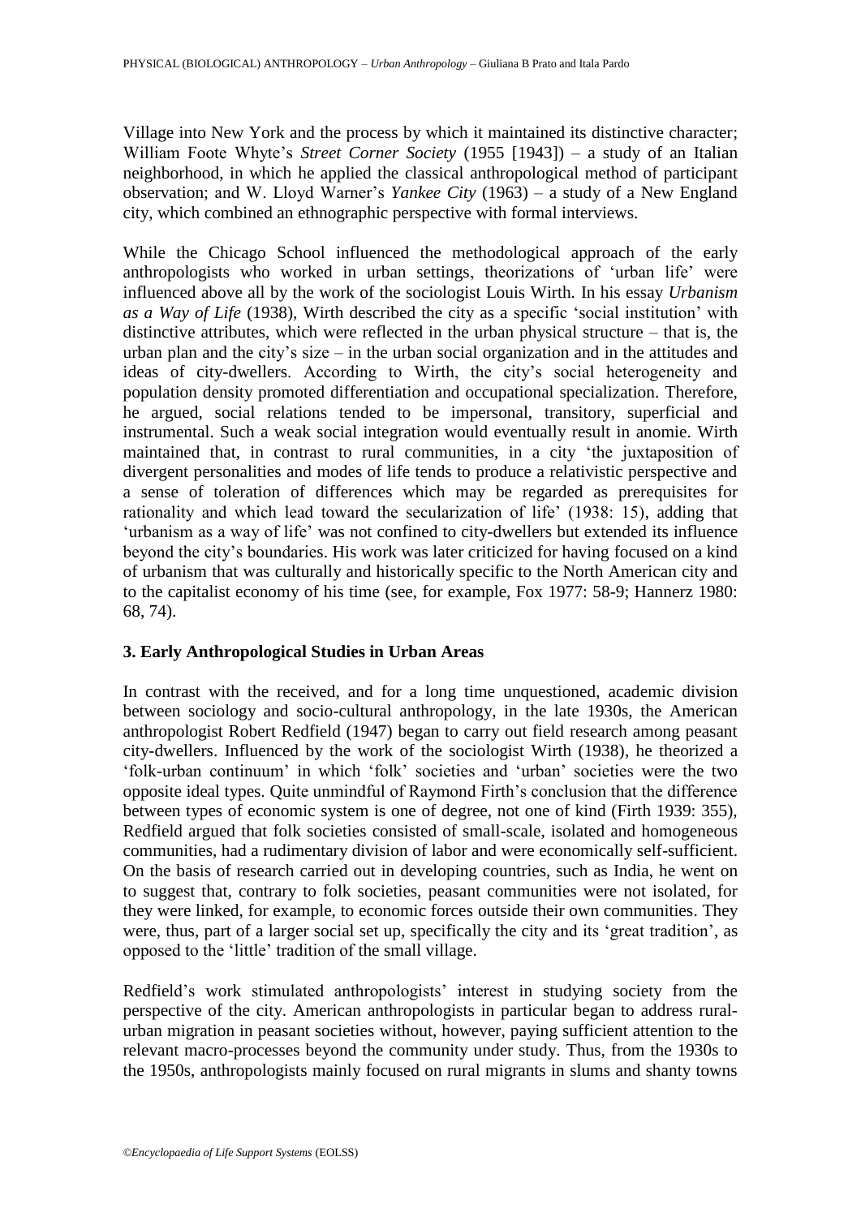Village into New York and the process by which it maintained its distinctive character; William Foote Whyte's *Street Corner Society* (1955 [1943]) – a study of an Italian neighborhood, in which he applied the classical anthropological method of participant observation; and W. Lloyd Warner's *Yankee City* (1963) – a study of a New England city, which combined an ethnographic perspective with formal interviews.

While the Chicago School influenced the methodological approach of the early anthropologists who worked in urban settings, theorizations of 'urban life' were influenced above all by the work of the sociologist Louis Wirth. In his essay *Urbanism as a Way of Life* (1938), Wirth described the city as a specific 'social institution' with distinctive attributes, which were reflected in the urban physical structure – that is, the urban plan and the city's size – in the urban social organization and in the attitudes and ideas of city-dwellers. According to Wirth, the city's social heterogeneity and population density promoted differentiation and occupational specialization. Therefore, he argued, social relations tended to be impersonal, transitory, superficial and instrumental. Such a weak social integration would eventually result in anomie. Wirth maintained that, in contrast to rural communities, in a city 'the juxtaposition of divergent personalities and modes of life tends to produce a relativistic perspective and a sense of toleration of differences which may be regarded as prerequisites for rationality and which lead toward the secularization of life' (1938: 15), adding that 'urbanism as a way of life' was not confined to city-dwellers but extended its influence beyond the city's boundaries. His work was later criticized for having focused on a kind of urbanism that was culturally and historically specific to the North American city and to the capitalist economy of his time (see, for example, Fox 1977: 58-9; Hannerz 1980: 68, 74).

## 3. Early Anthropological Studies in Urban Areas

In contrast with the received, and for a long time unquestioned, academic division between sociology and socio-cultural anthropology, in the late 1930s, the American anthropologist Robert Redfield (1947) began to carry out field research among peasant city-dwellers. Influenced by the work of the sociologist Wirth (1938), he theorized a 'folk-urban continuum' in which 'folk' societies and 'urban' societies were the two opposite ideal types. Quite unmindful of Raymond Firth's conclusion that the difference between types of economic system is one of degree, not one of kind (Firth 1939: 355), Redfield argued that folk societies consisted of small-scale, isolated and homogeneous communities, had a rudimentary division of labor and were economically self-sufficient. On the basis of research carried out in developing countries, such as India, he went on to suggest that, contrary to folk societies, peasant communities were not isolated, for they were linked, for example, to economic forces outside their own communities. They were, thus, part of a larger social set up, specifically the city and its 'great tradition', as opposed to the 'little' tradition of the small village.

Redfield's work stimulated anthropologists' interest in studying society from the perspective of the city. American anthropologists in particular began to address rural-urban migration in peasant societies without, however, paying sufficient attention to the relevant macro-processes beyond the community under study. Thus, from the 1930s to the 1950s, anthropologists mainly focused on rural migrants in slums and shanty towns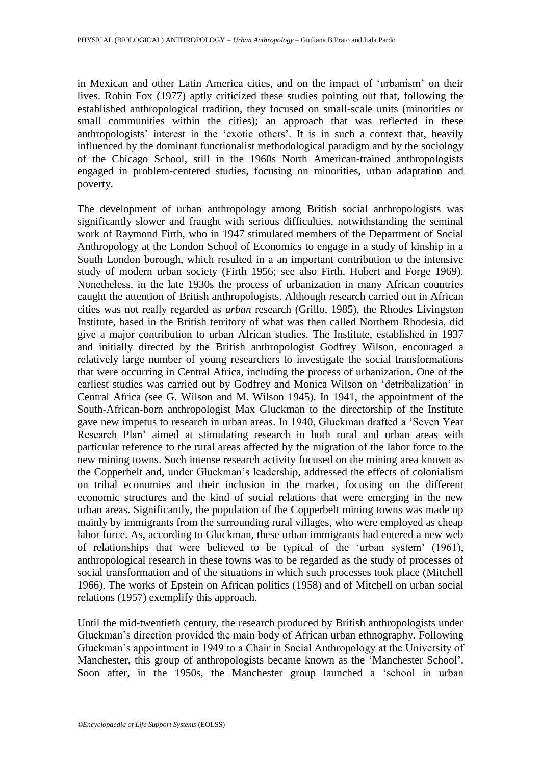in Mexican and other Latin America cities, and on the impact of 'urbanism' on their lives. Robin Fox (1977) aptly criticized these studies pointing out that, following the established anthropological tradition, they focused on small-scale units (minorities or small communities within the cities); an approach that was reflected in these anthropologists' interest in the 'exotic others'. It is in such a context that, heavily influenced by the dominant functionalist methodological paradigm and by the sociology of the Chicago School, still in the 1960s North American-trained anthropologists engaged in problem-centered studies, focusing on minorities, urban adaptation and poverty.

The development of urban anthropology among British social anthropologists was significantly slower and fraught with serious difficulties, notwithstanding the seminal work of Raymond Firth, who in 1947 stimulated members of the Department of Social Anthropology at the London School of Economics to engage in a study of kinship in a South London borough, which resulted in a an important contribution to the intensive study of modern urban society (Firth 1956; see also Firth, Hubert and Forge 1969). Nonetheless, in the late 1930s the process of urbanization in many African countries caught the attention of British anthropologists. Although research carried out in African cities was not really regarded as *urban* research (Grillo, 1985), the Rhodes Livingston Institute, based in the British territory of what was then called Northern Rhodesia, did give a major contribution to urban African studies. The Institute, established in 1937 and initially directed by the British anthropologist Godfrey Wilson, encouraged a relatively large number of young researchers to investigate the social transformations that were occurring in Central Africa, including the process of urbanization. One of the earliest studies was carried out by Godfrey and Monica Wilson on 'detribalization' in Central Africa (see G. Wilson and M. Wilson 1945). In 1941, the appointment of the South-African-born anthropologist Max Gluckman to the directorship of the Institute gave new impetus to research in urban areas. In 1940, Gluckman drafted a 'Seven Year Research Plan' aimed at stimulating research in both rural and urban areas with particular reference to the rural areas affected by the migration of the labor force to the new mining towns. Such intense research activity focused on the mining area known as the Copperbelt and, under Gluckman's leadership, addressed the effects of colonialism on tribal economies and their inclusion in the market, focusing on the different economic structures and the kind of social relations that were emerging in the new urban areas. Significantly, the population of the Copperbelt mining towns was made up mainly by immigrants from the surrounding rural villages, who were employed as cheap labor force. As, according to Gluckman, these urban immigrants had entered a new web of relationships that were believed to be typical of the 'urban system' (1961), anthropological research in these towns was to be regarded as the study of processes of social transformation and of the situations in which such processes took place (Mitchell 1966). The works of Epstein on African politics (1958) and of Mitchell on urban social relations (1957) exemplify this approach.

Until the mid-twentieth century, the research produced by British anthropologists under Gluckman's direction provided the main body of African urban ethnography. Following Gluckman's appointment in 1949 to a Chair in Social Anthropology at the University of Manchester, this group of anthropologists became known as the 'Manchester School'. Soon after, in the 1950s, the Manchester group launched a 'school in urban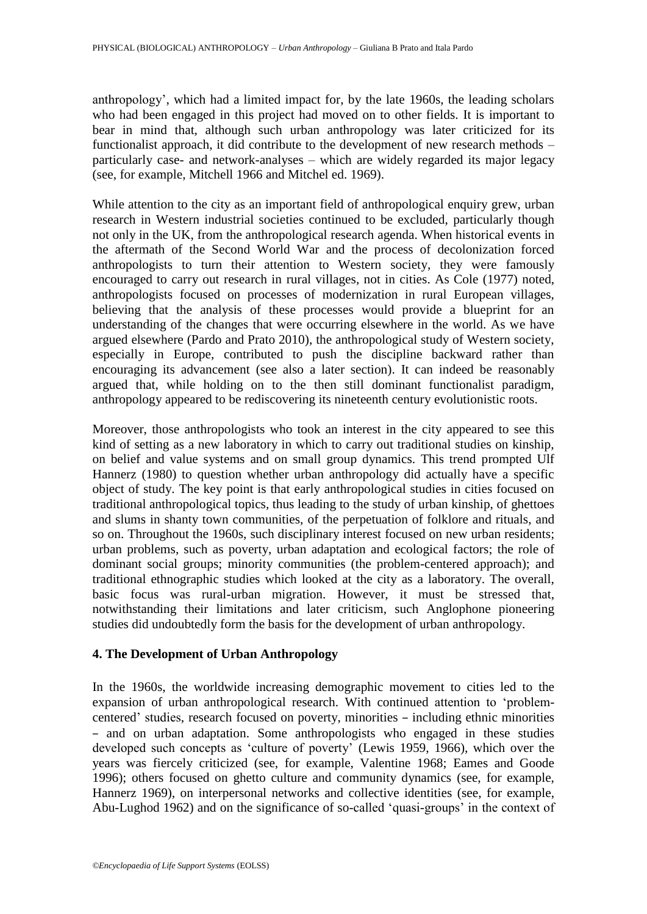anthropology', which had a limited impact for, by the late 1960s, the leading scholars who had been engaged in this project had moved on to other fields. It is important to bear in mind that, although such urban anthropology was later criticized for its functionalist approach, it did contribute to the development of new research methods – particularly case- and network-analyses – which are widely regarded its major legacy (see, for example, Mitchell 1966 and Mitchel ed. 1969).

While attention to the city as an important field of anthropological enquiry grew, urban research in Western industrial societies continued to be excluded, particularly though not only in the UK, from the anthropological research agenda. When historical events in the aftermath of the Second World War and the process of decolonization forced anthropologists to turn their attention to Western society, they were famously encouraged to carry out research in rural villages, not in cities. As Cole (1977) noted, anthropologists focused on processes of modernization in rural European villages, believing that the analysis of these processes would provide a blueprint for an understanding of the changes that were occurring elsewhere in the world. As we have argued elsewhere (Pardo and Prato 2010), the anthropological study of Western society, especially in Europe, contributed to push the discipline backward rather than encouraging its advancement (see also a later section). It can indeed be reasonably argued that, while holding on to the then still dominant functionalist paradigm, anthropology appeared to be rediscovering its nineteenth century evolutionistic roots.

Moreover, those anthropologists who took an interest in the city appeared to see this kind of setting as a new laboratory in which to carry out traditional studies on kinship, on belief and value systems and on small group dynamics. This trend prompted Ulf Hannerz (1980) to question whether urban anthropology did actually have a specific object of study. The key point is that early anthropological studies in cities focused on traditional anthropological topics, thus leading to the study of urban kinship, of ghettoes and slums in shanty town communities, of the perpetuation of folklore and rituals, and so on. Throughout the 1960s, such disciplinary interest focused on new urban residents; urban problems, such as poverty, urban adaptation and ecological factors; the role of dominant social groups; minority communities (the problem-centered approach); and traditional ethnographic studies which looked at the city as a laboratory. The overall, basic focus was rural-urban migration. However, it must be stressed that, notwithstanding their limitations and later criticism, such Anglophone pioneering studies did undoubtedly form the basis for the development of urban anthropology.

## 4. The Development of Urban Anthropology

In the 1960s, the worldwide increasing demographic movement to cities led to the expansion of urban anthropological research. With continued attention to 'problem-centered' studies, research focused on poverty, minorities – including ethnic minorities – and on urban adaptation. Some anthropologists who engaged in these studies developed such concepts as 'culture of poverty' (Lewis 1959, 1966), which over the years was fiercely criticized (see, for example, Valentine 1968; Eames and Goode 1996); others focused on ghetto culture and community dynamics (see, for example, Hannerz 1969), on interpersonal networks and collective identities (see, for example, Abu-Lughod 1962) and on the significance of so-called 'quasi-groups' in the context of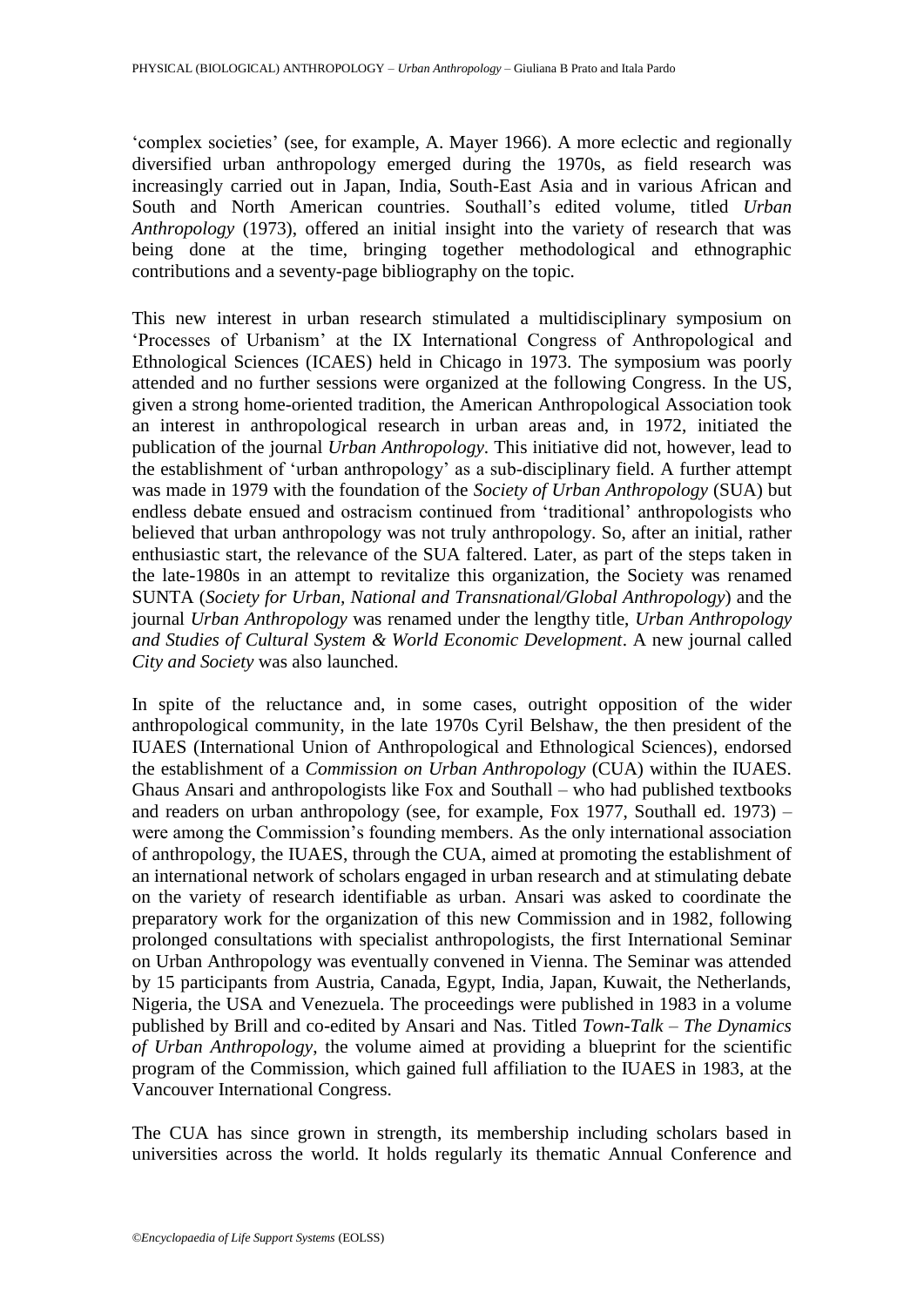'complex societies' (see, for example, A. Mayer 1966). A more eclectic and regionally diversified urban anthropology emerged during the 1970s, as field research was increasingly carried out in Japan, India, South-East Asia and in various African and South and North American countries. Southall's edited volume, titled *Urban Anthropology* (1973), offered an initial insight into the variety of research that was being done at the time, bringing together methodological and ethnographic contributions and a seventy-page bibliography on the topic.

This new interest in urban research stimulated a multidisciplinary symposium on 'Processes of Urbanism' at the IX International Congress of Anthropological and Ethnological Sciences (ICAES) held in Chicago in 1973. The symposium was poorly attended and no further sessions were organized at the following Congress. In the US, given a strong home-oriented tradition, the American Anthropological Association took an interest in anthropological research in urban areas and, in 1972, initiated the publication of the journal *Urban Anthropology*. This initiative did not, however, lead to the establishment of 'urban anthropology' as a sub-disciplinary field. A further attempt was made in 1979 with the foundation of the *Society of Urban Anthropology* (SUA) but endless debate ensued and ostracism continued from 'traditional' anthropologists who believed that urban anthropology was not truly anthropology. So, after an initial, rather enthusiastic start, the relevance of the SUA faltered. Later, as part of the steps taken in the late-1980s in an attempt to revitalize this organization, the Society was renamed SUNTA (*Society for Urban, National and Transnational/Global Anthropology*) and the journal *Urban Anthropology* was renamed under the lengthy title, *Urban Anthropology and Studies of Cultural System & World Economic Development*. A new journal called *City and Society* was also launched.

In spite of the reluctance and, in some cases, outright opposition of the wider anthropological community, in the late 1970s Cyril Belshaw, the then president of the IUAES (International Union of Anthropological and Ethnological Sciences), endorsed the establishment of a *Commission on Urban Anthropology* (CUA) within the IUAES. Ghaus Ansari and anthropologists like Fox and Southall – who had published textbooks and readers on urban anthropology (see, for example, Fox 1977, Southall ed. 1973) – were among the Commission's founding members. As the only international association of anthropology, the IUAES, through the CUA, aimed at promoting the establishment of an international network of scholars engaged in urban research and at stimulating debate on the variety of research identifiable as urban. Ansari was asked to coordinate the preparatory work for the organization of this new Commission and in 1982, following prolonged consultations with specialist anthropologists, the first International Seminar on Urban Anthropology was eventually convened in Vienna. The Seminar was attended by 15 participants from Austria, Canada, Egypt, India, Japan, Kuwait, the Netherlands, Nigeria, the USA and Venezuela. The proceedings were published in 1983 in a volume published by Brill and co-edited by Ansari and Nas. Titled *Town-Talk – The Dynamics of Urban Anthropology*, the volume aimed at providing a blueprint for the scientific program of the Commission, which gained full affiliation to the IUAES in 1983, at the Vancouver International Congress.

The CUA has since grown in strength, its membership including scholars based in universities across the world. It holds regularly its thematic Annual Conference and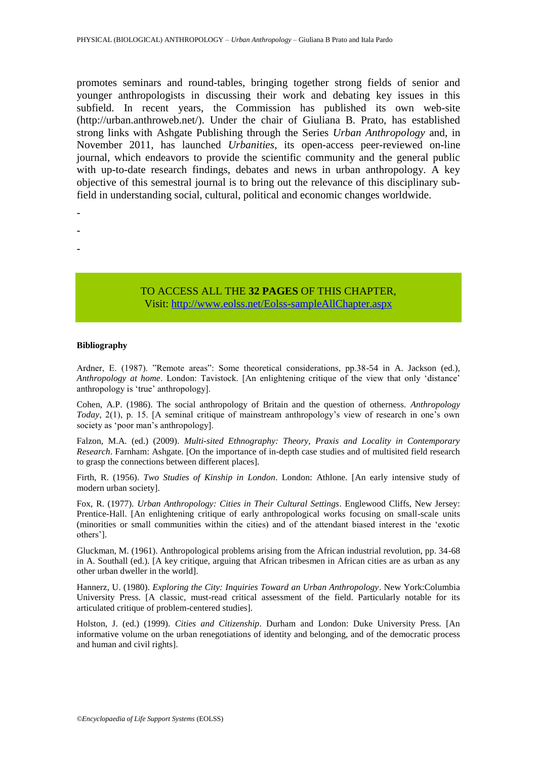promotes seminars and round-tables, bringing together strong fields of senior and younger anthropologists in discussing their work and debating key issues in this subfield. In recent years, the Commission has published its own web-site (http://urban.anthroweb.net/). Under the chair of Giuliana B. Prato, has established strong links with Ashgate Publishing through the Series *Urban Anthropology* and, in November 2011, has launched *Urbanities*, its open-access peer-reviewed on-line journal, which endeavors to provide the scientific community and the general public with up-to-date research findings, debates and news in urban anthropology. A key objective of this semestral journal is to bring out the relevance of this disciplinary sub-field in understanding social, cultural, political and economic changes worldwide.

-

-

-

TO ACCESS ALL THE **32 PAGES** OF THIS CHAPTER,
Visit: http://www.eolss.net/Eolss-sampleAllChapter.aspx

**Bibliography**

Ardner, E. (1987). "Remote areas": Some theoretical considerations, pp.38-54 in A. Jackson (ed.), *Anthropology at home*. London: Tavistock. [An enlightening critique of the view that only 'distance' anthropology is 'true' anthropology].

Cohen, A.P. (1986). The social anthropology of Britain and the question of otherness. *Anthropology Today*, 2(1), p. 15. [A seminal critique of mainstream anthropology's view of research in one's own society as 'poor man's anthropology].

Falzon, M.A. (ed.) (2009). *Multi-sited Ethnography: Theory, Praxis and Locality in Contemporary Research*. Farnham: Ashgate. [On the importance of in-depth case studies and of multisited field research to grasp the connections between different places].

Firth, R. (1956). *Two Studies of Kinship in London*. London: Athlone. [An early intensive study of modern urban society].

Fox, R. (1977). *Urban Anthropology: Cities in Their Cultural Settings*. Englewood Cliffs, New Jersey: Prentice-Hall. [An enlightening critique of early anthropological works focusing on small-scale units (minorities or small communities within the cities) and of the attendant biased interest in the 'exotic others'].

Gluckman, M. (1961). Anthropological problems arising from the African industrial revolution, pp. 34-68 in A. Southall (ed.). [A key critique, arguing that African tribesmen in African cities are as urban as any other urban dweller in the world].

Hannerz, U. (1980). *Exploring the City: Inquiries Toward an Urban Anthropology*. New York:Columbia University Press. [A classic, must-read critical assessment of the field. Particularly notable for its articulated critique of problem-centered studies].

Holston, J. (ed.) (1999). *Cities and Citizenship*. Durham and London: Duke University Press. [An informative volume on the urban renegotiations of identity and belonging, and of the democratic process and human and civil rights].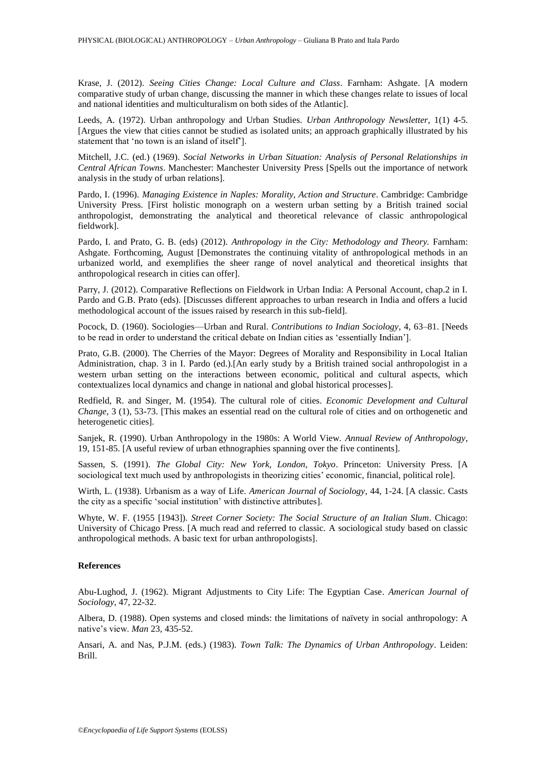Krase, J. (2012). *Seeing Cities Change: Local Culture and Class*. Farnham: Ashgate. [A modern comparative study of urban change, discussing the manner in which these changes relate to issues of local and national identities and multiculturalism on both sides of the Atlantic].

Leeds, A. (1972). Urban anthropology and Urban Studies. *Urban Anthropology Newsletter*, 1(1) 4-5. [Argues the view that cities cannot be studied as isolated units; an approach graphically illustrated by his statement that 'no town is an island of itself'].

Mitchell, J.C. (ed.) (1969). *Social Networks in Urban Situation: Analysis of Personal Relationships in Central African Towns*. Manchester: Manchester University Press [Spells out the importance of network analysis in the study of urban relations].

Pardo, I. (1996). *Managing Existence in Naples: Morality, Action and Structure*. Cambridge: Cambridge University Press. [First holistic monograph on a western urban setting by a British trained social anthropologist, demonstrating the analytical and theoretical relevance of classic anthropological fieldwork].

Pardo, I. and Prato, G. B. (eds) (2012). *Anthropology in the City: Methodology and Theory.* Farnham: Ashgate. Forthcoming, August [Demonstrates the continuing vitality of anthropological methods in an urbanized world, and exemplifies the sheer range of novel analytical and theoretical insights that anthropological research in cities can offer].

Parry, J. (2012). Comparative Reflections on Fieldwork in Urban India: A Personal Account, chap.2 in I. Pardo and G.B. Prato (eds). [Discusses different approaches to urban research in India and offers a lucid methodological account of the issues raised by research in this sub-field].

Pocock, D. (1960). Sociologies—Urban and Rural. *Contributions to Indian Sociology*, 4, 63–81. [Needs to be read in order to understand the critical debate on Indian cities as 'essentially Indian'].

Prato, G.B. (2000). The Cherries of the Mayor: Degrees of Morality and Responsibility in Local Italian Administration, chap. 3 in I. Pardo (ed.).[An early study by a British trained social anthropologist in a western urban setting on the interactions between economic, political and cultural aspects, which contextualizes local dynamics and change in national and global historical processes].

Redfield, R. and Singer, M. (1954). The cultural role of cities. *Economic Development and Cultural Change*, 3 (1), 53-73. [This makes an essential read on the cultural role of cities and on orthogenetic and heterogenetic cities].

Sanjek, R. (1990). Urban Anthropology in the 1980s: A World View. *Annual Review of Anthropology*, 19, 151-85. [A useful review of urban ethnographies spanning over the five continents].

Sassen, S. (1991). *The Global City: New York, London, Tokyo*. Princeton: University Press. [A sociological text much used by anthropologists in theorizing cities' economic, financial, political role].

Wirth, L. (1938). Urbanism as a way of Life. *American Journal of Sociology*, 44, 1-24. [A classic. Casts the city as a specific 'social institution' with distinctive attributes].

Whyte, W. F. (1955 [1943]). *Street Corner Society: The Social Structure of an Italian Slum*. Chicago: University of Chicago Press. [A much read and referred to classic. A sociological study based on classic anthropological methods. A basic text for urban anthropologists].

### References

Abu-Lughod, J. (1962). Migrant Adjustments to City Life: The Egyptian Case. *American Journal of Sociology*, 47, 22-32.

Albera, D. (1988). Open systems and closed minds: the limitations of naïvety in social anthropology: A native's view. *Man* 23, 435-52.

Ansari, A. and Nas, P.J.M. (eds.) (1983). *Town Talk: The Dynamics of Urban Anthropology*. Leiden: Brill.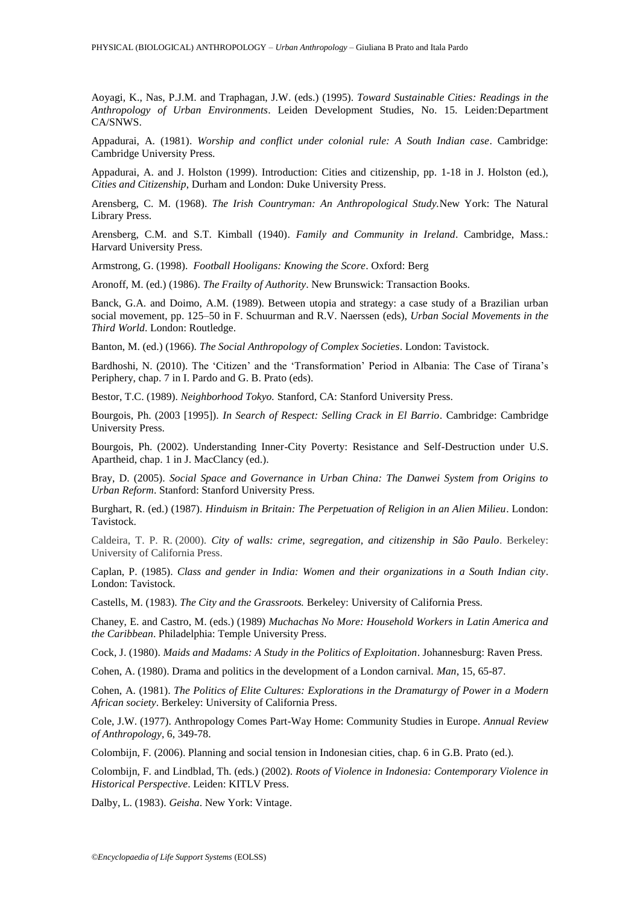Aoyagi, K., Nas, P.J.M. and Traphagan, J.W. (eds.) (1995). *Toward Sustainable Cities: Readings in the Anthropology of Urban Environments*. Leiden Development Studies, No. 15. Leiden:Department CA/SNWS.

Appadurai, A. (1981). *Worship and conflict under colonial rule: A South Indian case*. Cambridge: Cambridge University Press.

Appadurai, A. and J. Holston (1999). Introduction: Cities and citizenship, pp. 1-18 in J. Holston (ed.), *Cities and Citizenship*, Durham and London: Duke University Press.

Arensberg, C. M. (1968). *The Irish Countryman: An Anthropological Study.*New York: The Natural Library Press.

Arensberg, C.M. and S.T. Kimball (1940). *Family and Community in Ireland*. Cambridge, Mass.: Harvard University Press.

Armstrong, G. (1998). *Football Hooligans: Knowing the Score*. Oxford: Berg

Aronoff, M. (ed.) (1986). *The Frailty of Authority*. New Brunswick: Transaction Books.

Banck, G.A. and Doimo, A.M. (1989). Between utopia and strategy: a case study of a Brazilian urban social movement, pp. 125–50 in F. Schuurman and R.V. Naerssen (eds), *Urban Social Movements in the Third World*. London: Routledge.

Banton, M. (ed.) (1966). *The Social Anthropology of Complex Societies*. London: Tavistock.

Bardhoshi, N. (2010). The 'Citizen' and the 'Transformation' Period in Albania: The Case of Tirana's Periphery, chap. 7 in I. Pardo and G. B. Prato (eds).

Bestor, T.C. (1989). *Neighborhood Tokyo.* Stanford, CA: Stanford University Press.

Bourgois, Ph. (2003 [1995]). *In Search of Respect: Selling Crack in El Barrio*. Cambridge: Cambridge University Press.

Bourgois, Ph. (2002). Understanding Inner-City Poverty: Resistance and Self-Destruction under U.S. Apartheid, chap. 1 in J. MacClancy (ed.).

Bray, D. (2005). *Social Space and Governance in Urban China: The Danwei System from Origins to Urban Reform*. Stanford: Stanford University Press.

Burghart, R. (ed.) (1987). *Hinduism in Britain: The Perpetuation of Religion in an Alien Milieu*. London: Tavistock.

Caldeira, T. P. R. (2000). *City of walls: crime, segregation, and citizenship in São Paulo*. Berkeley: University of California Press.

Caplan, P. (1985). *Class and gender in India: Women and their organizations in a South Indian city*. London: Tavistock.

Castells, M. (1983). *The City and the Grassroots.* Berkeley: University of California Press.

Chaney, E. and Castro, M. (eds.) (1989) *Muchachas No More: Household Workers in Latin America and the Caribbean*. Philadelphia: Temple University Press.

Cock, J. (1980). *Maids and Madams: A Study in the Politics of Exploitation*. Johannesburg: Raven Press.

Cohen, A. (1980). Drama and politics in the development of a London carnival. *Man*, 15, 65-87.

Cohen, A. (1981). *The Politics of Elite Cultures: Explorations in the Dramaturgy of Power in a Modern African society*. Berkeley: University of California Press.

Cole, J.W. (1977). Anthropology Comes Part-Way Home: Community Studies in Europe. *Annual Review of Anthropology*, 6, 349-78.

Colombijn, F. (2006). Planning and social tension in Indonesian cities, chap. 6 in G.B. Prato (ed.).

Colombijn, F. and Lindblad, Th. (eds.) (2002). *Roots of Violence in Indonesia: Contemporary Violence in Historical Perspective*. Leiden: KITLV Press.

Dalby, L. (1983). *Geisha*. New York: Vintage.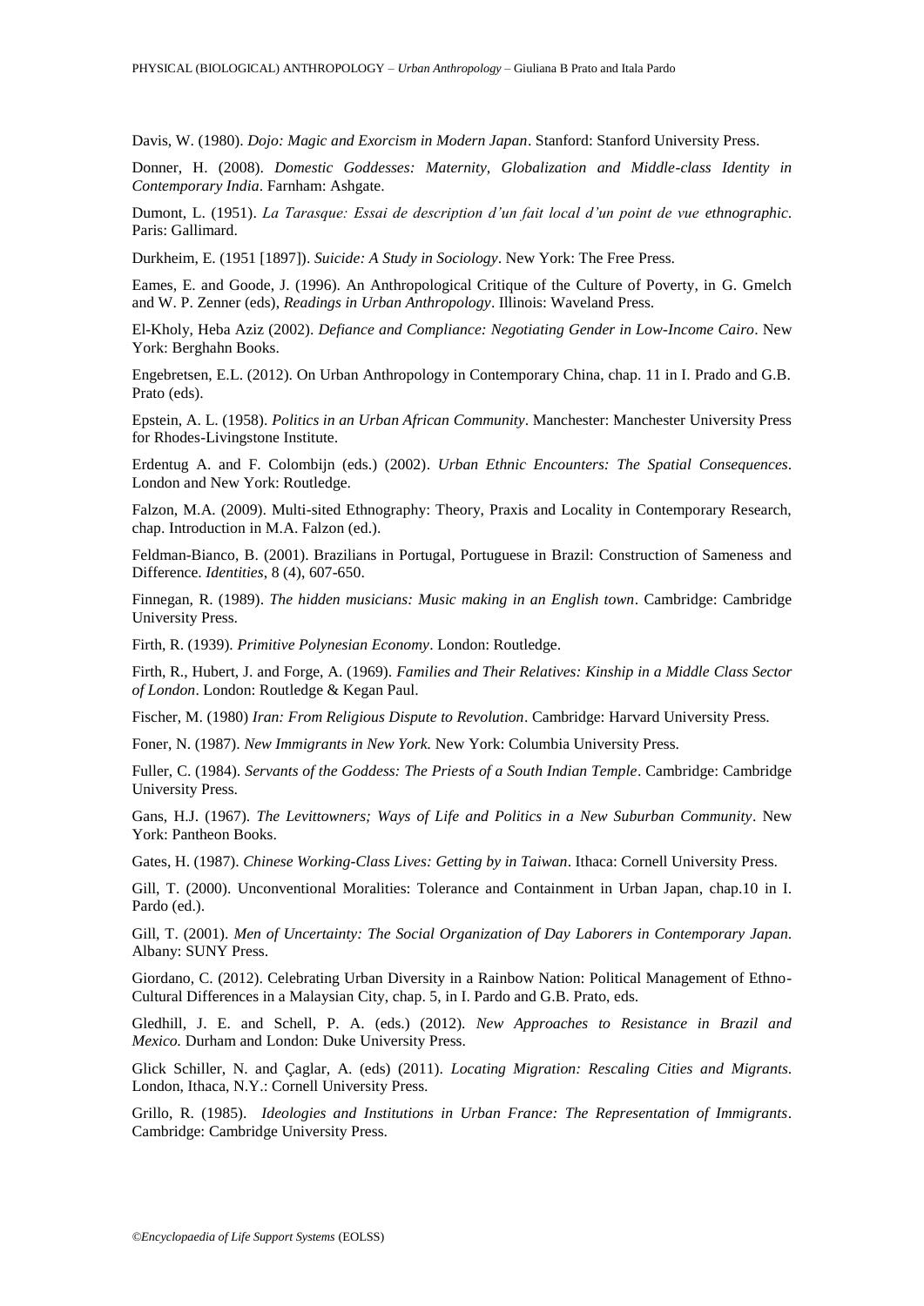Davis, W. (1980). *Dojo: Magic and Exorcism in Modern Japan*. Stanford: Stanford University Press.

Donner, H. (2008). *Domestic Goddesses: Maternity, Globalization and Middle-class Identity in Contemporary India*. Farnham: Ashgate.

Dumont, L. (1951). *La Tarasque: Essai de description d'un fait local d'un point de vue ethnographic*. Paris: Gallimard.

Durkheim, E. (1951 [1897]). *Suicide: A Study in Sociology*. New York: The Free Press.

Eames, E. and Goode, J. (1996). An Anthropological Critique of the Culture of Poverty, in G. Gmelch and W. P. Zenner (eds), *Readings in Urban Anthropology*. Illinois: Waveland Press.

El-Kholy, Heba Aziz (2002). *Defiance and Compliance: Negotiating Gender in Low-Income Cairo*. New York: Berghahn Books.

Engebretsen, E.L. (2012). On Urban Anthropology in Contemporary China, chap. 11 in I. Prado and G.B. Prato (eds).

Epstein, A. L. (1958). *Politics in an Urban African Community*. Manchester: Manchester University Press for Rhodes-Livingstone Institute.

Erdentug A. and F. Colombijn (eds.) (2002). *Urban Ethnic Encounters: The Spatial Consequences*. London and New York: Routledge.

Falzon, M.A. (2009). Multi-sited Ethnography: Theory, Praxis and Locality in Contemporary Research, chap. Introduction in M.A. Falzon (ed.).

Feldman-Bianco, B. (2001). Brazilians in Portugal, Portuguese in Brazil: Construction of Sameness and Difference. *Identities*, 8 (4), 607-650.

Finnegan, R. (1989). *The hidden musicians: Music making in an English town*. Cambridge: Cambridge University Press.

Firth, R. (1939). *Primitive Polynesian Economy*. London: Routledge.

Firth, R., Hubert, J. and Forge, A. (1969). *Families and Their Relatives: Kinship in a Middle Class Sector of London*. London: Routledge & Kegan Paul.

Fischer, M. (1980) *Iran: From Religious Dispute to Revolution*. Cambridge: Harvard University Press.

Foner, N. (1987). *New Immigrants in New York.* New York: Columbia University Press.

Fuller, C. (1984). *Servants of the Goddess: The Priests of a South Indian Temple*. Cambridge: Cambridge University Press.

Gans, H.J. (1967). *The Levittowners; Ways of Life and Politics in a New Suburban Community*. New York: Pantheon Books.

Gates, H. (1987). *Chinese Working-Class Lives: Getting by in Taiwan*. Ithaca: Cornell University Press.

Gill, T. (2000). Unconventional Moralities: Tolerance and Containment in Urban Japan, chap.10 in I. Pardo (ed.).

Gill, T. (2001). *Men of Uncertainty: The Social Organization of Day Laborers in Contemporary Japan*. Albany: SUNY Press.

Giordano, C. (2012). Celebrating Urban Diversity in a Rainbow Nation: Political Management of Ethno-Cultural Differences in a Malaysian City, chap. 5, in I. Pardo and G.B. Prato, eds.

Gledhill, J. E. and Schell, P. A. (eds.) (2012). *New Approaches to Resistance in Brazil and Mexico.* Durham and London: Duke University Press.

Glick Schiller, N. and Çaglar, A. (eds) (2011). *Locating Migration: Rescaling Cities and Migrants*. London, Ithaca, N.Y.: Cornell University Press.

Grillo, R. (1985). *Ideologies and Institutions in Urban France: The Representation of Immigrants*. Cambridge: Cambridge University Press.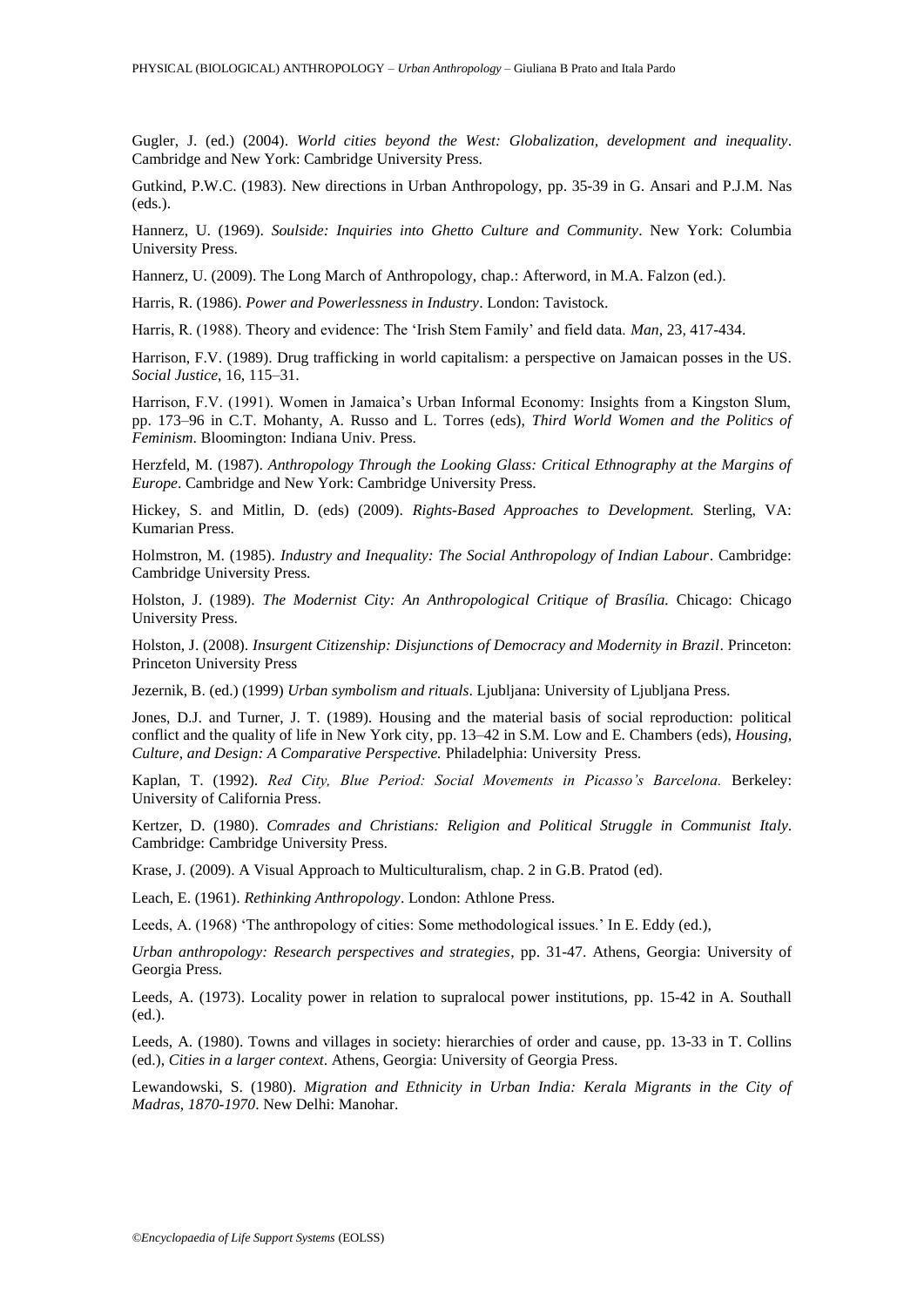Gugler, J. (ed.) (2004). *World cities beyond the West: Globalization, development and inequality*. Cambridge and New York: Cambridge University Press.

Gutkind, P.W.C. (1983). New directions in Urban Anthropology, pp. 35-39 in G. Ansari and P.J.M. Nas (eds.).

Hannerz, U. (1969). *Soulside: Inquiries into Ghetto Culture and Community*. New York: Columbia University Press.

Hannerz, U. (2009). The Long March of Anthropology, chap.: Afterword, in M.A. Falzon (ed.).

Harris, R. (1986). *Power and Powerlessness in Industry*. London: Tavistock.

Harris, R. (1988). Theory and evidence: The 'Irish Stem Family' and field data. *Man*, 23, 417-434.

Harrison, F.V. (1989). Drug trafficking in world capitalism: a perspective on Jamaican posses in the US. *Social Justice*, 16, 115–31.

Harrison, F.V. (1991). Women in Jamaica's Urban Informal Economy: Insights from a Kingston Slum, pp. 173–96 in C.T. Mohanty, A. Russo and L. Torres (eds), *Third World Women and the Politics of Feminism*. Bloomington: Indiana Univ. Press.

Herzfeld, M. (1987). *Anthropology Through the Looking Glass: Critical Ethnography at the Margins of Europe*. Cambridge and New York: Cambridge University Press.

Hickey, S. and Mitlin, D. (eds) (2009). *Rights-Based Approaches to Development.* Sterling, VA: Kumarian Press.

Holmstron, M. (1985). *Industry and Inequality: The Social Anthropology of Indian Labour*. Cambridge: Cambridge University Press.

Holston, J. (1989). *The Modernist City: An Anthropological Critique of Brasília.* Chicago: Chicago University Press.

Holston, J. (2008). *Insurgent Citizenship: Disjunctions of Democracy and Modernity in Brazil*. Princeton: Princeton University Press

Jezernik, B. (ed.) (1999) *Urban symbolism and rituals*. Ljubljana: University of Ljubljana Press.

Jones, D.J. and Turner, J. T. (1989). Housing and the material basis of social reproduction: political conflict and the quality of life in New York city, pp. 13–42 in S.M. Low and E. Chambers (eds), *Housing, Culture, and Design: A Comparative Perspective.* Philadelphia: University Press.

Kaplan, T. (1992). *Red City, Blue Period: Social Movements in Picasso's Barcelona.* Berkeley: University of California Press.

Kertzer, D. (1980). *Comrades and Christians: Religion and Political Struggle in Communist Italy*. Cambridge: Cambridge University Press.

Krase, J. (2009). A Visual Approach to Multiculturalism, chap. 2 in G.B. Pratod (ed).

Leach, E. (1961). *Rethinking Anthropology*. London: Athlone Press.

Leeds, A. (1968) 'The anthropology of cities: Some methodological issues.' In E. Eddy (ed.),

*Urban anthropology: Research perspectives and strategies*, pp. 31-47. Athens, Georgia: University of Georgia Press.

Leeds, A. (1973). Locality power in relation to supralocal power institutions, pp. 15-42 in A. Southall (ed.).

Leeds, A. (1980). Towns and villages in society: hierarchies of order and cause, pp. 13-33 in T. Collins (ed.), *Cities in a larger context*. Athens, Georgia: University of Georgia Press.

Lewandowski, S. (1980). *Migration and Ethnicity in Urban India: Kerala Migrants in the City of Madras, 1870-1970*. New Delhi: Manohar.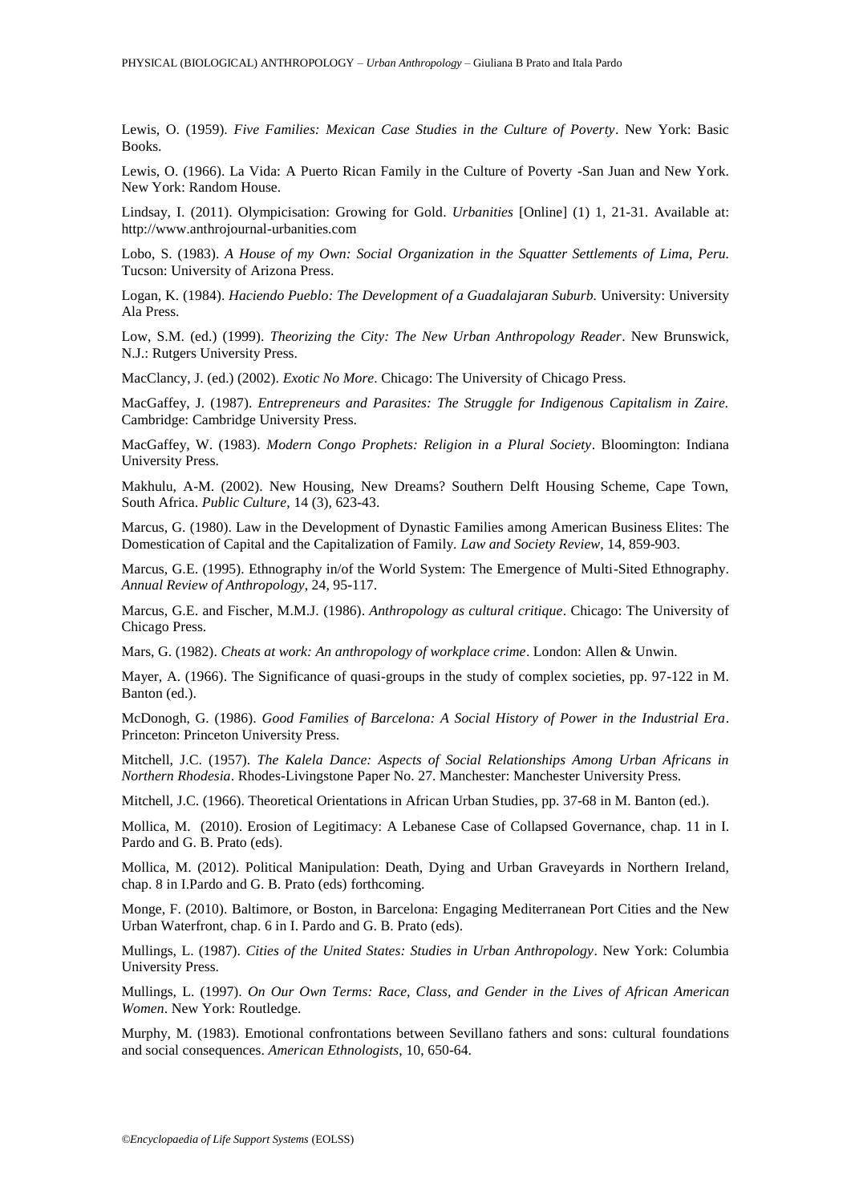Lewis, O. (1959). *Five Families: Mexican Case Studies in the Culture of Poverty*. New York: Basic Books.

Lewis, O. (1966). La Vida: A Puerto Rican Family in the Culture of Poverty -San Juan and New York. New York: Random House.

Lindsay, I. (2011). Olympicisation: Growing for Gold. *Urbanities* [Online] (1) 1, 21-31. Available at: http://www.anthrojournal-urbanities.com

Lobo, S. (1983). *A House of my Own: Social Organization in the Squatter Settlements of Lima, Peru.* Tucson: University of Arizona Press.

Logan, K. (1984). *Haciendo Pueblo: The Development of a Guadalajaran Suburb.* University: University Ala Press.

Low, S.M. (ed.) (1999). *Theorizing the City: The New Urban Anthropology Reader*. New Brunswick, N.J.: Rutgers University Press.

MacClancy, J. (ed.) (2002). *Exotic No More*. Chicago: The University of Chicago Press.

MacGaffey, J. (1987). *Entrepreneurs and Parasites: The Struggle for Indigenous Capitalism in Zaire.* Cambridge: Cambridge University Press.

MacGaffey, W. (1983). *Modern Congo Prophets: Religion in a Plural Society*. Bloomington: Indiana University Press.

Makhulu, A-M. (2002). New Housing, New Dreams? Southern Delft Housing Scheme, Cape Town, South Africa. *Public Culture*, 14 (3), 623-43.

Marcus, G. (1980). Law in the Development of Dynastic Families among American Business Elites: The Domestication of Capital and the Capitalization of Family. *Law and Society Review*, 14, 859-903.

Marcus, G.E. (1995). Ethnography in/of the World System: The Emergence of Multi-Sited Ethnography. *Annual Review of Anthropology*, 24, 95-117.

Marcus, G.E. and Fischer, M.M.J. (1986). *Anthropology as cultural critique*. Chicago: The University of Chicago Press.

Mars, G. (1982). *Cheats at work: An anthropology of workplace crime*. London: Allen & Unwin.

Mayer, A. (1966). The Significance of quasi-groups in the study of complex societies, pp. 97-122 in M. Banton (ed.).

McDonogh, G. (1986). *Good Families of Barcelona: A Social History of Power in the Industrial Era*. Princeton: Princeton University Press.

Mitchell, J.C. (1957). *The Kalela Dance: Aspects of Social Relationships Among Urban Africans in Northern Rhodesia*. Rhodes-Livingstone Paper No. 27. Manchester: Manchester University Press.

Mitchell, J.C. (1966). Theoretical Orientations in African Urban Studies, pp. 37-68 in M. Banton (ed.).

Mollica, M. (2010). Erosion of Legitimacy: A Lebanese Case of Collapsed Governance, chap. 11 in I. Pardo and G. B. Prato (eds).

Mollica, M. (2012). Political Manipulation: Death, Dying and Urban Graveyards in Northern Ireland, chap. 8 in I.Pardo and G. B. Prato (eds) forthcoming.

Monge, F. (2010). Baltimore, or Boston, in Barcelona: Engaging Mediterranean Port Cities and the New Urban Waterfront, chap. 6 in I. Pardo and G. B. Prato (eds).

Mullings, L. (1987). *Cities of the United States: Studies in Urban Anthropology*. New York: Columbia University Press.

Mullings, L. (1997). *On Our Own Terms: Race, Class, and Gender in the Lives of African American Women*. New York: Routledge.

Murphy, M. (1983). Emotional confrontations between Sevillano fathers and sons: cultural foundations and social consequences. *American Ethnologists*, 10, 650-64.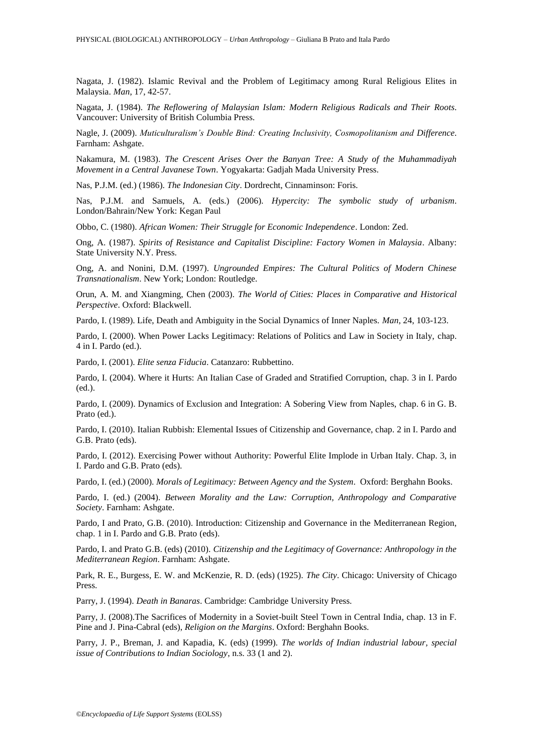Nagata, J. (1982). Islamic Revival and the Problem of Legitimacy among Rural Religious Elites in Malaysia. *Man*, 17, 42-57.

Nagata, J. (1984). *The Reflowering of Malaysian Islam: Modern Religious Radicals and Their Roots*. Vancouver: University of British Columbia Press.

Nagle, J. (2009). *Muticulturalism's Double Bind: Creating Inclusivity, Cosmopolitanism and Difference*. Farnham: Ashgate.

Nakamura, M. (1983). *The Crescent Arises Over the Banyan Tree: A Study of the Muhammadiyah Movement in a Central Javanese Town*. Yogyakarta: Gadjah Mada University Press.

Nas, P.J.M. (ed.) (1986). *The Indonesian City*. Dordrecht, Cinnaminson: Foris.

Nas, P.J.M. and Samuels, A. (eds.) (2006). *Hypercity: The symbolic study of urbanism*. London/Bahrain/New York: Kegan Paul

Obbo, C. (1980). *African Women: Their Struggle for Economic Independence*. London: Zed.

Ong, A. (1987). *Spirits of Resistance and Capitalist Discipline: Factory Women in Malaysia*. Albany: State University N.Y. Press.

Ong, A. and Nonini, D.M. (1997). *Ungrounded Empires: The Cultural Politics of Modern Chinese Transnationalism*. New York; London: Routledge.

Orun, A. M. and Xiangming, Chen (2003). *The World of Cities: Places in Comparative and Historical Perspective*. Oxford: Blackwell.

Pardo, I. (1989). Life, Death and Ambiguity in the Social Dynamics of Inner Naples. *Man*, 24, 103-123.

Pardo, I. (2000). When Power Lacks Legitimacy: Relations of Politics and Law in Society in Italy, chap. 4 in I. Pardo (ed.).

Pardo, I. (2001). *Elite senza Fiducia*. Catanzaro: Rubbettino.

Pardo, I. (2004). Where it Hurts: An Italian Case of Graded and Stratified Corruption, chap. 3 in I. Pardo (ed.).

Pardo, I. (2009). Dynamics of Exclusion and Integration: A Sobering View from Naples, chap. 6 in G. B. Prato (ed.).

Pardo, I. (2010). Italian Rubbish: Elemental Issues of Citizenship and Governance, chap. 2 in I. Pardo and G.B. Prato (eds).

Pardo, I. (2012). Exercising Power without Authority: Powerful Elite Implode in Urban Italy. Chap. 3, in I. Pardo and G.B. Prato (eds).

Pardo, I. (ed.) (2000). *Morals of Legitimacy: Between Agency and the System*. Oxford: Berghahn Books.

Pardo, I. (ed.) (2004). *Between Morality and the Law: Corruption, Anthropology and Comparative Society*. Farnham: Ashgate.

Pardo, I and Prato, G.B. (2010). Introduction: Citizenship and Governance in the Mediterranean Region, chap. 1 in I. Pardo and G.B. Prato (eds).

Pardo, I. and Prato G.B. (eds) (2010). *Citizenship and the Legitimacy of Governance: Anthropology in the Mediterranean Region*. Farnham: Ashgate.

Park, R. E., Burgess, E. W. and McKenzie, R. D. (eds) (1925). *The City*. Chicago: University of Chicago Press.

Parry, J. (1994). *Death in Banaras*. Cambridge: Cambridge University Press.

Parry, J. (2008).The Sacrifices of Modernity in a Soviet-built Steel Town in Central India, chap. 13 in F. Pine and J. Pina-Cabral (eds), *Religion on the Margins*. Oxford: Berghahn Books.

Parry, J. P., Breman, J. and Kapadia, K. (eds) (1999). *The worlds of Indian industrial labour, special issue of Contributions to Indian Sociology*, n.s. 33 (1 and 2).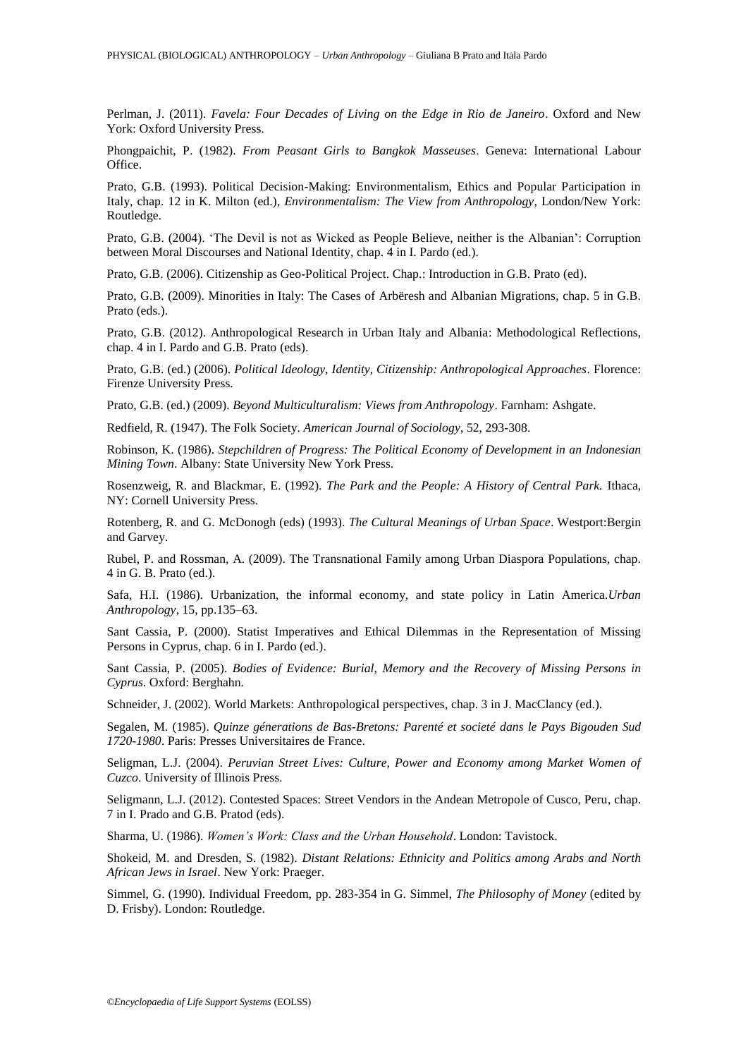Perlman, J. (2011). *Favela: Four Decades of Living on the Edge in Rio de Janeiro*. Oxford and New York: Oxford University Press.

Phongpaichit, P. (1982). *From Peasant Girls to Bangkok Masseuses*. Geneva: International Labour Office.

Prato, G.B. (1993). Political Decision-Making: Environmentalism, Ethics and Popular Participation in Italy, chap. 12 in K. Milton (ed.), *Environmentalism: The View from Anthropology*, London/New York: Routledge.

Prato, G.B. (2004). 'The Devil is not as Wicked as People Believe, neither is the Albanian': Corruption between Moral Discourses and National Identity, chap. 4 in I. Pardo (ed.).

Prato, G.B. (2006). Citizenship as Geo-Political Project. Chap.: Introduction in G.B. Prato (ed).

Prato, G.B. (2009). Minorities in Italy: The Cases of Arbëresh and Albanian Migrations, chap. 5 in G.B. Prato (eds.).

Prato, G.B. (2012). Anthropological Research in Urban Italy and Albania: Methodological Reflections, chap. 4 in I. Pardo and G.B. Prato (eds).

Prato, G.B. (ed.) (2006). *Political Ideology, Identity, Citizenship: Anthropological Approaches*. Florence: Firenze University Press.

Prato, G.B. (ed.) (2009). *Beyond Multiculturalism: Views from Anthropology*. Farnham: Ashgate.

Redfield, R. (1947). The Folk Society. *American Journal of Sociology*, 52, 293-308.

Robinson, K. (1986). *Stepchildren of Progress: The Political Economy of Development in an Indonesian Mining Town*. Albany: State University New York Press.

Rosenzweig, R. and Blackmar, E. (1992). *The Park and the People: A History of Central Park.* Ithaca, NY: Cornell University Press.

Rotenberg, R. and G. McDonogh (eds) (1993). *The Cultural Meanings of Urban Space*. Westport:Bergin and Garvey.

Rubel, P. and Rossman, A. (2009). The Transnational Family among Urban Diaspora Populations, chap. 4 in G. B. Prato (ed.).

Safa, H.I. (1986). Urbanization, the informal economy, and state policy in Latin America.*Urban Anthropology*, 15, pp.135–63.

Sant Cassia, P. (2000). Statist Imperatives and Ethical Dilemmas in the Representation of Missing Persons in Cyprus, chap. 6 in I. Pardo (ed.).

Sant Cassia, P. (2005). *Bodies of Evidence: Burial, Memory and the Recovery of Missing Persons in Cyprus*. Oxford: Berghahn.

Schneider, J. (2002). World Markets: Anthropological perspectives, chap. 3 in J. MacClancy (ed.).

Segalen, M. (1985). *Quinze génerations de Bas-Bretons: Parenté et societé dans le Pays Bigouden Sud 1720-1980*. Paris: Presses Universitaires de France.

Seligman, L.J. (2004). *Peruvian Street Lives: Culture, Power and Economy among Market Women of Cuzco*. University of Illinois Press.

Seligmann, L.J. (2012). Contested Spaces: Street Vendors in the Andean Metropole of Cusco, Peru, chap. 7 in I. Prado and G.B. Pratod (eds).

Sharma, U. (1986). *Women's Work: Class and the Urban Household*. London: Tavistock.

Shokeid, M. and Dresden, S. (1982). *Distant Relations: Ethnicity and Politics among Arabs and North African Jews in Israel*. New York: Praeger.

Simmel, G. (1990). Individual Freedom, pp. 283-354 in G. Simmel, *The Philosophy of Money* (edited by D. Frisby). London: Routledge.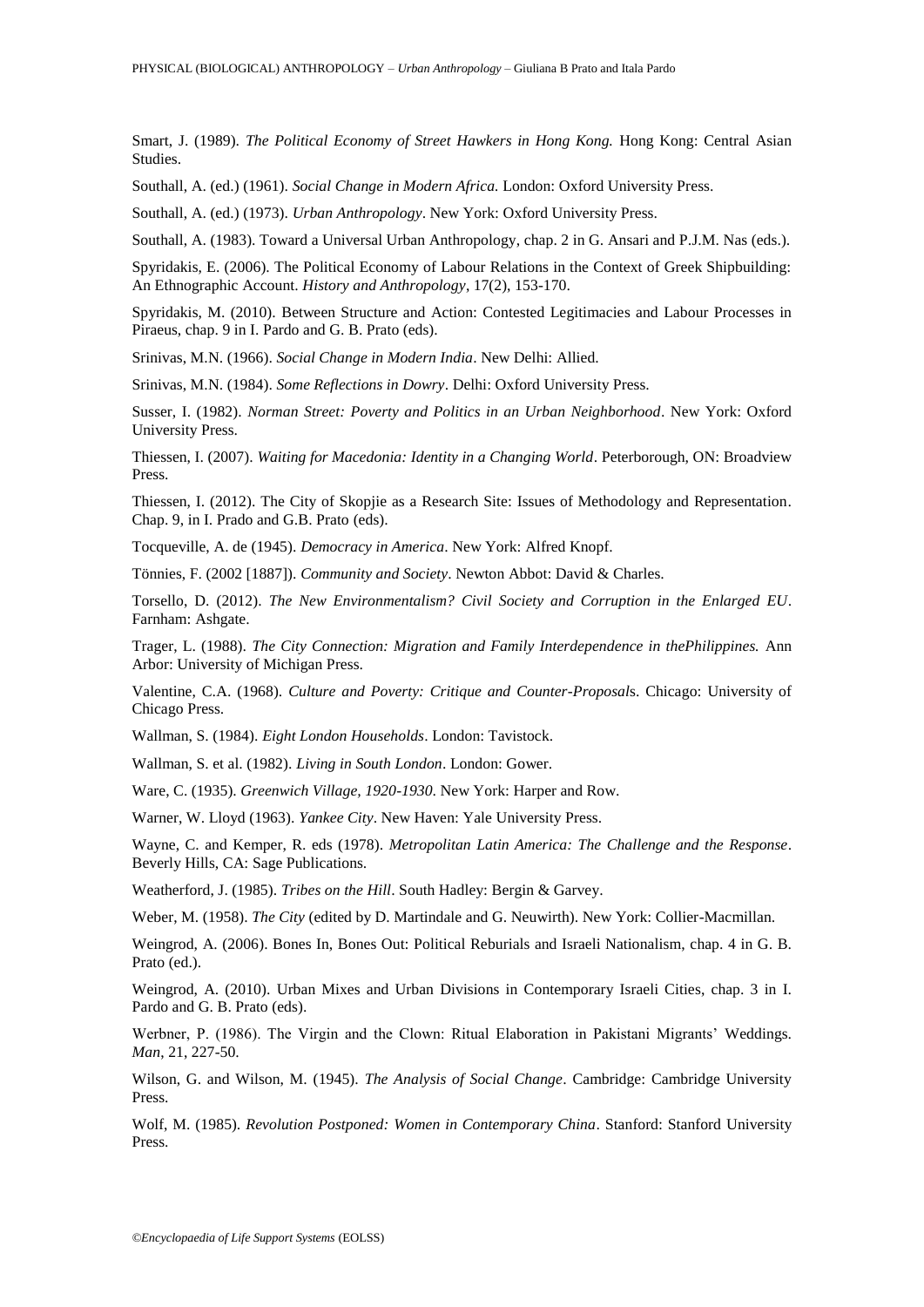Smart, J. (1989). *The Political Economy of Street Hawkers in Hong Kong.* Hong Kong: Central Asian Studies.

Southall, A. (ed.) (1961). *Social Change in Modern Africa.* London: Oxford University Press.

Southall, A. (ed.) (1973). *Urban Anthropology*. New York: Oxford University Press.

Southall, A. (1983). Toward a Universal Urban Anthropology, chap. 2 in G. Ansari and P.J.M. Nas (eds.).

Spyridakis, E. (2006). The Political Economy of Labour Relations in the Context of Greek Shipbuilding: An Ethnographic Account. *History and Anthropology*, 17(2), 153-170.

Spyridakis, M. (2010). Between Structure and Action: Contested Legitimacies and Labour Processes in Piraeus, chap. 9 in I. Pardo and G. B. Prato (eds).

Srinivas, M.N. (1966). *Social Change in Modern India*. New Delhi: Allied.

Srinivas, M.N. (1984). *Some Reflections in Dowry*. Delhi: Oxford University Press.

Susser, I. (1982). *Norman Street: Poverty and Politics in an Urban Neighborhood*. New York: Oxford University Press.

Thiessen, I. (2007). *Waiting for Macedonia: Identity in a Changing World*. Peterborough, ON: Broadview Press.

Thiessen, I. (2012). The City of Skopjie as a Research Site: Issues of Methodology and Representation. Chap. 9, in I. Prado and G.B. Prato (eds).

Tocqueville, A. de (1945). *Democracy in America*. New York: Alfred Knopf.

Tönnies, F. (2002 [1887]). *Community and Society*. Newton Abbot: David & Charles.

Torsello, D. (2012). *The New Environmentalism? Civil Society and Corruption in the Enlarged EU*. Farnham: Ashgate.

Trager, L. (1988). *The City Connection: Migration and Family Interdependence in thePhilippines.* Ann Arbor: University of Michigan Press.

Valentine, C.A. (1968). *Culture and Poverty: Critique and Counter-Proposal*s. Chicago: University of Chicago Press.

Wallman, S. (1984). *Eight London Households*. London: Tavistock.

Wallman, S. et al. (1982). *Living in South London*. London: Gower.

Ware, C. (1935). *Greenwich Village, 1920-1930*. New York: Harper and Row.

Warner, W. Lloyd (1963). *Yankee City*. New Haven: Yale University Press.

Wayne, C. and Kemper, R. eds (1978). *Metropolitan Latin America: The Challenge and the Response*. Beverly Hills, CA: Sage Publications.

Weatherford, J. (1985). *Tribes on the Hill*. South Hadley: Bergin & Garvey.

Weber, M. (1958). *The City* (edited by D. Martindale and G. Neuwirth). New York: Collier-Macmillan.

Weingrod, A. (2006). Bones In, Bones Out: Political Reburials and Israeli Nationalism, chap. 4 in G. B. Prato (ed.).

Weingrod, A. (2010). Urban Mixes and Urban Divisions in Contemporary Israeli Cities, chap. 3 in I. Pardo and G. B. Prato (eds).

Werbner, P. (1986). The Virgin and the Clown: Ritual Elaboration in Pakistani Migrants' Weddings. *Man*, 21, 227-50.

Wilson, G. and Wilson, M. (1945). *The Analysis of Social Change*. Cambridge: Cambridge University Press.

Wolf, M. (1985). *Revolution Postponed: Women in Contemporary China*. Stanford: Stanford University Press.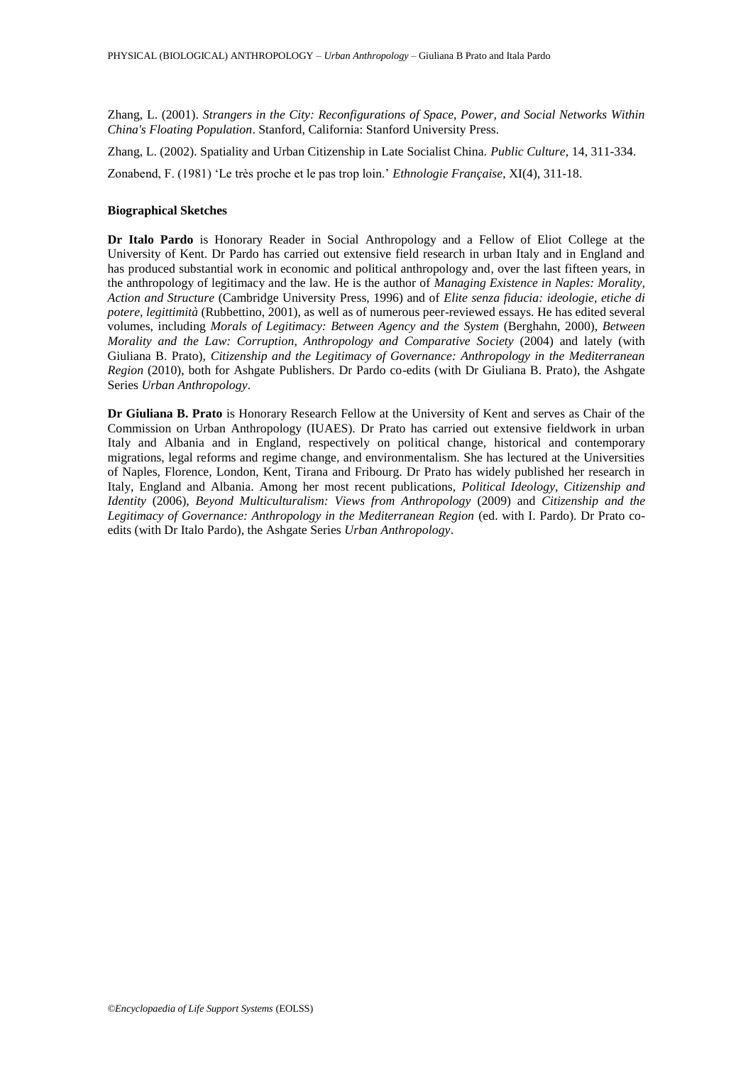Zhang, L. (2001). *Strangers in the City: Reconfigurations of Space, Power, and Social Networks Within China's Floating Population*. Stanford, California: Stanford University Press.

Zhang, L. (2002). Spatiality and Urban Citizenship in Late Socialist China. *Public Culture*, 14, 311-334.

Zonabend, F. (1981) 'Le très proche et le pas trop loin.' *Ethnologie Française*, XI(4), 311-18.

**Biographical Sketches**

**Dr Italo Pardo** is Honorary Reader in Social Anthropology and a Fellow of Eliot College at the University of Kent. Dr Pardo has carried out extensive field research in urban Italy and in England and has produced substantial work in economic and political anthropology and, over the last fifteen years, in the anthropology of legitimacy and the law. He is the author of *Managing Existence in Naples: Morality, Action and Structure* (Cambridge University Press, 1996) and of *Elite senza fiducia: ideologie, etiche di potere, legittimità* (Rubbettino, 2001), as well as of numerous peer-reviewed essays. He has edited several volumes, including *Morals of Legitimacy: Between Agency and the System* (Berghahn, 2000), *Between Morality and the Law: Corruption, Anthropology and Comparative Society* (2004) and lately (with Giuliana B. Prato), *Citizenship and the Legitimacy of Governance: Anthropology in the Mediterranean Region* (2010), both for Ashgate Publishers. Dr Pardo co-edits (with Dr Giuliana B. Prato), the Ashgate Series *Urban Anthropology*.

**Dr Giuliana B. Prato** is Honorary Research Fellow at the University of Kent and serves as Chair of the Commission on Urban Anthropology (IUAES). Dr Prato has carried out extensive fieldwork in urban Italy and Albania and in England, respectively on political change, historical and contemporary migrations, legal reforms and regime change, and environmentalism. She has lectured at the Universities of Naples, Florence, London, Kent, Tirana and Fribourg. Dr Prato has widely published her research in Italy, England and Albania. Among her most recent publications, *Political Ideology, Citizenship and Identity* (2006), *Beyond Multiculturalism: Views from Anthropology* (2009) and *Citizenship and the Legitimacy of Governance: Anthropology in the Mediterranean Region* (ed. with I. Pardo). Dr Prato co-edits (with Dr Italo Pardo), the Ashgate Series *Urban Anthropology*.